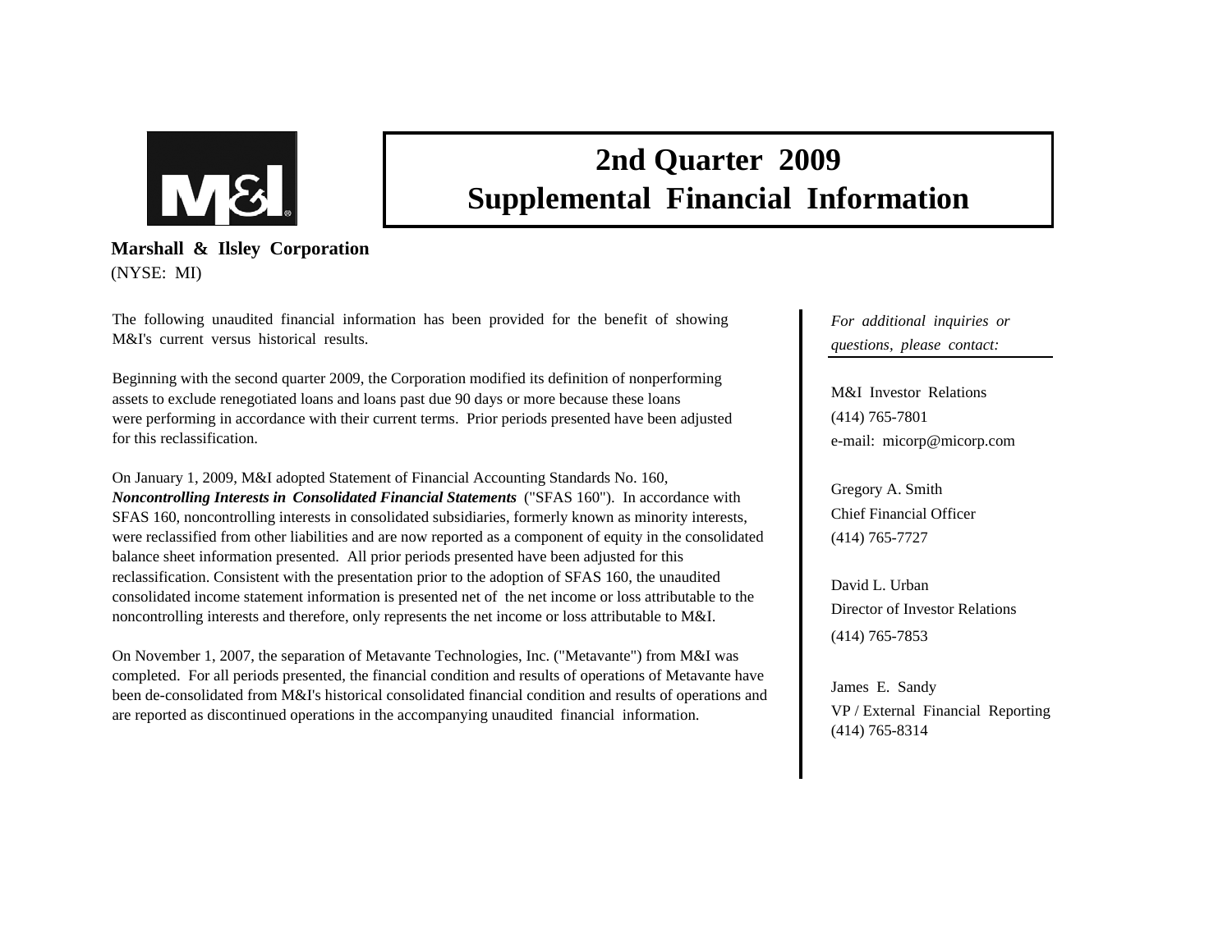# 2nd Quarter 2009
# Supplemental Financial Information

**Marshall & Ilsley Corporation**
(NYSE: MI)

The following unaudited financial information has been provided for the benefit of showing M&I's current versus historical results.

Beginning with the second quarter 2009, the Corporation modified its definition of nonperforming assets to exclude renegotiated loans and loans past due 90 days or more because these loans were performing in accordance with their current terms. Prior periods presented have been adjusted for this reclassification.

On January 1, 2009, M&I adopted Statement of Financial Accounting Standards No. 160, ***Noncontrolling Interests in Consolidated Financial Statements*** ("SFAS 160"). In accordance with SFAS 160, noncontrolling interests in consolidated subsidiaries, formerly known as minority interests, were reclassified from other liabilities and are now reported as a component of equity in the consolidated balance sheet information presented. All prior periods presented have been adjusted for this reclassification. Consistent with the presentation prior to the adoption of SFAS 160, the unaudited consolidated income statement information is presented net of the net income or loss attributable to the noncontrolling interests and therefore, only represents the net income or loss attributable to M&I.

On November 1, 2007, the separation of Metavante Technologies, Inc. ("Metavante") from M&I was completed. For all periods presented, the financial condition and results of operations of Metavante have been de-consolidated from M&I's historical consolidated financial condition and results of operations and are reported as discontinued operations in the accompanying unaudited financial information.

*For additional inquiries or questions, please contact:*

M&I Investor Relations
(414) 765-7801
e-mail: micorp@micorp.com

Gregory A. Smith
Chief Financial Officer
(414) 765-7727

David L. Urban
Director of Investor Relations
(414) 765-7853

James E. Sandy
VP / External Financial Reporting
(414) 765-8314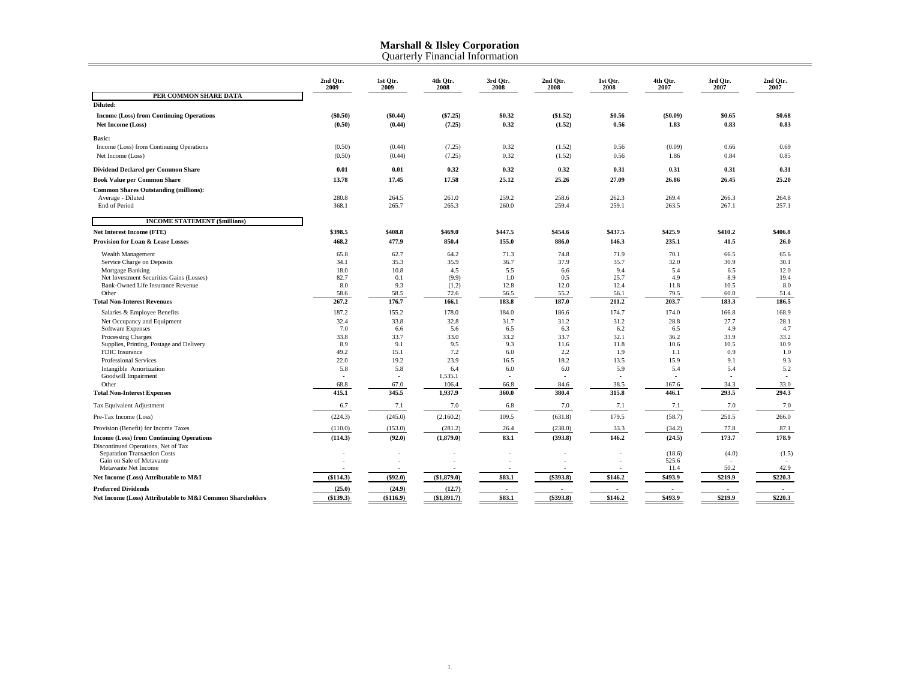# Marshall & Ilsley Corporation

Quarterly Financial Information

| | 2nd Qtr. 2009 | 1st Qtr. 2009 | 4th Qtr. 2008 | 3rd Qtr. 2008 | 2nd Qtr. 2008 | 1st Qtr. 2008 | 4th Qtr. 2007 | 3rd Qtr. 2007 | 2nd Qtr. 2007 |
|---|---|---|---|---|---|---|---|---|---|
| **PER COMMON SHARE DATA** | | | | | | | | | |
| **Diluted:** | | | | | | | | | |
| **Income (Loss) from Continuing Operations** | **($0.50)** | **($0.44)** | **($7.25)** | **$0.32** | **($1.52)** | **$0.56** | **($0.09)** | **$0.65** | **$0.68** |
| **Net Income (Loss)** | **(0.50)** | **(0.44)** | **(7.25)** | **0.32** | **(1.52)** | **0.56** | **1.83** | **0.83** | **0.83** |
| **Basic:** | | | | | | | | | |
| Income (Loss) from Continuing Operations | (0.50) | (0.44) | (7.25) | 0.32 | (1.52) | 0.56 | (0.09) | 0.66 | 0.69 |
| Net Income (Loss) | (0.50) | (0.44) | (7.25) | 0.32 | (1.52) | 0.56 | 1.86 | 0.84 | 0.85 |
| **Dividend Declared per Common Share** | **0.01** | **0.01** | **0.32** | **0.32** | **0.32** | **0.31** | **0.31** | **0.31** | **0.31** |
| **Book Value per Common Share** | **13.78** | **17.45** | **17.58** | **25.12** | **25.26** | **27.09** | **26.86** | **26.45** | **25.20** |
| **Common Shares Outstanding (millions):** | | | | | | | | | |
| Average - Diluted | 280.8 | 264.5 | 261.0 | 259.2 | 258.6 | 262.3 | 269.4 | 266.3 | 264.8 |
| End of Period | 368.1 | 265.7 | 265.3 | 260.0 | 259.4 | 259.1 | 263.5 | 267.1 | 257.1 |
| **INCOME STATEMENT ($millions)** | | | | | | | | | |
| **Net Interest Income (FTE)** | **$398.5** | **$408.8** | **$469.0** | **$447.5** | **$454.6** | **$437.5** | **$425.9** | **$410.2** | **$406.8** |
| **Provision for Loan & Lease Losses** | **468.2** | **477.9** | **850.4** | **155.0** | **886.0** | **146.3** | **235.1** | **41.5** | **26.0** |
| Wealth Management | 65.8 | 62.7 | 64.2 | 71.3 | 74.8 | 71.9 | 70.1 | 66.5 | 65.6 |
| Service Charge on Deposits | 34.1 | 35.3 | 35.9 | 36.7 | 37.9 | 35.7 | 32.0 | 30.9 | 30.1 |
| Mortgage Banking | 18.0 | 10.8 | 4.5 | 5.5 | 6.6 | 9.4 | 5.4 | 6.5 | 12.0 |
| Net Investment Securities Gains (Losses) | 82.7 | 0.1 | (9.9) | 1.0 | 0.5 | 25.7 | 4.9 | 8.9 | 19.4 |
| Bank-Owned Life Insurance Revenue | 8.0 | 9.3 | (1.2) | 12.8 | 12.0 | 12.4 | 11.8 | 10.5 | 8.0 |
| Other | 58.6 | 58.5 | 72.6 | 56.5 | 55.2 | 56.1 | 79.5 | 60.0 | 51.4 |
| **Total Non-Interest Revenues** | **267.2** | **176.7** | **166.1** | **183.8** | **187.0** | **211.2** | **203.7** | **183.3** | **186.5** |
| Salaries & Employee Benefits | 187.2 | 155.2 | 178.0 | 184.0 | 186.6 | 174.7 | 174.0 | 166.8 | 168.9 |
| Net Occupancy and Equipment | 32.4 | 33.8 | 32.8 | 31.7 | 31.2 | 31.2 | 28.8 | 27.7 | 28.1 |
| Software Expenses | 7.0 | 6.6 | 5.6 | 6.5 | 6.3 | 6.2 | 6.5 | 4.9 | 4.7 |
| Processing Charges | 33.8 | 33.7 | 33.0 | 33.2 | 33.7 | 32.1 | 36.2 | 33.9 | 33.2 |
| Supplies, Printing, Postage and Delivery | 8.9 | 9.1 | 9.5 | 9.3 | 11.6 | 11.8 | 10.6 | 10.5 | 10.9 |
| FDIC Insurance | 49.2 | 15.1 | 7.2 | 6.0 | 2.2 | 1.9 | 1.1 | 0.9 | 1.0 |
| Professional Services | 22.0 | 19.2 | 23.9 | 16.5 | 18.2 | 13.5 | 15.9 | 9.1 | 9.3 |
| Intangible Amortization | 5.8 | 5.8 | 6.4 | 6.0 | 6.0 | 5.9 | 5.4 | 5.4 | 5.2 |
| Goodwill Impairment | - | - | 1,535.1 | - | - | - | - | - | - |
| Other | 68.8 | 67.0 | 106.4 | 66.8 | 84.6 | 38.5 | 167.6 | 34.3 | 33.0 |
| **Total Non-Interest Expenses** | **415.1** | **345.5** | **1,937.9** | **360.0** | **380.4** | **315.8** | **446.1** | **293.5** | **294.3** |
| Tax Equivalent Adjustment | 6.7 | 7.1 | 7.0 | 6.8 | 7.0 | 7.1 | 7.1 | 7.0 | 7.0 |
| Pre-Tax Income (Loss) | (224.3) | (245.0) | (2,160.2) | 109.5 | (631.8) | 179.5 | (58.7) | 251.5 | 266.0 |
| Provision (Benefit) for Income Taxes | (110.0) | (153.0) | (281.2) | 26.4 | (238.0) | 33.3 | (34.2) | 77.8 | 87.1 |
| **Income (Loss) from Continuing Operations** | **(114.3)** | **(92.0)** | **(1,879.0)** | **83.1** | **(393.8)** | **146.2** | **(24.5)** | **173.7** | **178.9** |
| Discontinued Operations, Net of Tax | | | | | | | | | |
| Separation Transaction Costs | - | - | - | - | - | - | (18.6) | (4.0) | (1.5) |
| Gain on Sale of Metavante | - | - | - | - | - | - | 525.6 | - | - |
| Metavante Net Income | - | - | - | - | - | - | 11.4 | 50.2 | 42.9 |
| **Net Income (Loss) Attributable to M&I** | **($114.3)** | **($92.0)** | **($1,879.0)** | **$83.1** | **($393.8)** | **$146.2** | **$493.9** | **$219.9** | **$220.3** |
| **Preferred Dividends** | **(25.0)** | **(24.9)** | **(12.7)** | **-** | **-** | **-** | **-** | **-** | **-** |
| **Net Income (Loss) Attributable to M&I Common Shareholders** | **($139.3)** | **($116.9)** | **($1,891.7)** | **$83.1** | **($393.8)** | **$146.2** | **$493.9** | **$219.9** | **$220.3** |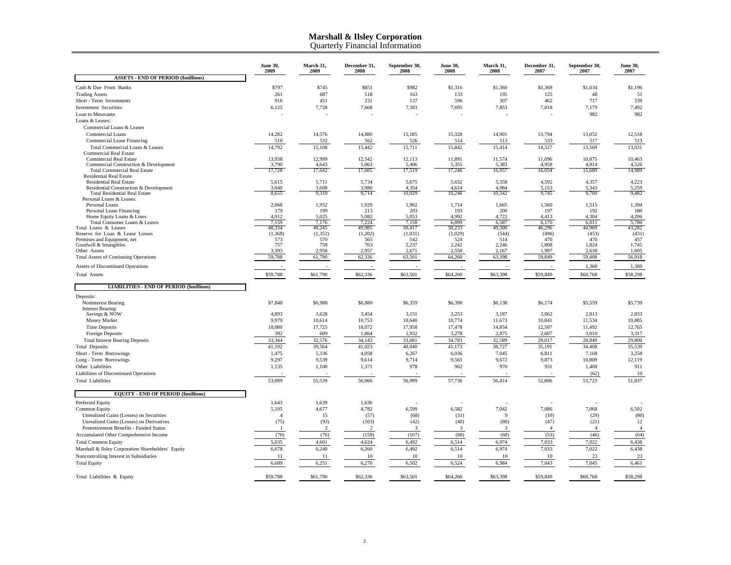# Marshall & Ilsley Corporation
## Quarterly Financial Information

| | June 30, 2009 | March 31, 2009 | December 31, 2008 | September 30, 2008 | June 30, 2008 | March 31, 2008 | December 31, 2007 | September 30, 2007 | June 30, 2007 |
|---|---|---|---|---|---|---|---|---|---|
| **ASSETS - END OF PERIOD ($millions)** | | | | | | | | | |
| Cash & Due From Banks | $797 | $745 | $851 | $982 | $1,316 | $1,360 | $1,369 | $1,034 | $1,196 |
| Trading Assets | 261 | 687 | 518 | 163 | 133 | 195 | 125 | 48 | 51 |
| Short - Term Investments | 916 | 451 | 231 | 137 | 596 | 307 | 462 | 717 | 539 |
| Investment Securities | 6,125 | 7,728 | 7,668 | 7,383 | 7,695 | 7,853 | 7,818 | 7,179 | 7,492 |
| Loan to Metavante | - | - | - | - | - | - | - | 982 | 982 |
| Loans & Leases: | | | | | | | | | |
| Commercial Loans & Leases | | | | | | | | | |
| Commercial Loans | 14,282 | 14,576 | 14,880 | 15,185 | 15,328 | 14,901 | 13,794 | 13,052 | 12,518 |
| Commercial Lease Financing | 510 | 532 | 562 | 526 | 514 | 513 | 533 | 517 | 513 |
| Total Commercial Loans & Leases | 14,792 | 15,108 | 15,442 | 15,711 | 15,842 | 15,414 | 14,327 | 13,569 | 13,031 |
| Commercial Real Estate | | | | | | | | | |
| Commercial Real Estate | 13,938 | 12,999 | 12,542 | 12,113 | 11,891 | 11,574 | 11,096 | 10,875 | 10,463 |
| Commercial Construction & Development | 3,790 | 4,643 | 5,063 | 5,406 | 5,355 | 5,383 | 4,958 | 4,814 | 4,526 |
| Total Commercial Real Estate | 17,728 | 17,642 | 17,605 | 17,519 | 17,246 | 16,957 | 16,054 | 15,689 | 14,989 |
| Residential Real Estate | | | | | | | | | |
| Residential Real Estate | 5,615 | 5,711 | 5,734 | 5,675 | 5,632 | 5,358 | 4,592 | 4,357 | 4,223 |
| Residential Construction & Development | 3,040 | 3,608 | 3,980 | 4,354 | 4,614 | 4,984 | 5,153 | 5,343 | 5,259 |
| Total Residential Real Estate | 8,655 | 9,319 | 9,714 | 10,029 | 10,246 | 10,342 | 9,745 | 9,700 | 9,482 |
| Personal Loans & Leases: | | | | | | | | | |
| Personal Loans | 2,068 | 1,952 | 1,929 | 1,902 | 1,714 | 1,665 | 1,560 | 1,515 | 1,394 |
| Personal Lease Financing | 179 | 199 | 213 | 203 | 193 | 200 | 197 | 192 | 180 |
| Home Equity Loans & Lines | 4,912 | 5,025 | 5,082 | 5,053 | 4,992 | 4,722 | 4,413 | 4,304 | 4,206 |
| Total Consumer Loans & Leases | 7,159 | 7,176 | 7,224 | 7,158 | 6,899 | 6,587 | 6,170 | 6,011 | 5,780 |
| Total Loans & Leases | 48,334 | 49,245 | 49,985 | 50,417 | 50,233 | 49,300 | 46,296 | 44,969 | 43,282 |
| Reserve for Loan & Lease Losses | (1,368) | (1,352) | (1,202) | (1,031) | (1,029) | (544) | (496) | (453) | (431) |
| Premises and Equipment, net | 573 | 570 | 565 | 542 | 524 | 514 | 470 | 470 | 457 |
| Goodwill & Intangibles | 757 | 758 | 763 | 2,237 | 2,242 | 2,246 | 1,808 | 1,824 | 1,745 |
| Other Assets | 3,393 | 2,958 | 2,957 | 2,671 | 2,550 | 2,167 | 1,997 | 2,638 | 1,605 |
| Total Assets of Continuing Operations | 59,788 | 61,790 | 62,336 | 63,501 | 64,260 | 63,398 | 59,849 | 59,408 | 56,918 |
| Assets of Discontinued Operations | - | - | - | - | - | - | - | 1,360 | 1,380 |
| Total Assets | $59,788 | $61,790 | $62,336 | $63,501 | $64,260 | $63,398 | $59,849 | $60,768 | $58,298 |
| **LIABILITIES - END OF PERIOD ($millions)** | | | | | | | | | |
| Deposits: | | | | | | | | | |
| Noninterest Bearing | $7,848 | $6,988 | $6,880 | $6,359 | $6,390 | $6,138 | $6,174 | $5,559 | $5,739 |
| Interest Bearing: | | | | | | | | | |
| Savings & NOW | 4,893 | 3,628 | 3,454 | 3,151 | 3,253 | 3,187 | 3,062 | 2,813 | 2,833 |
| Money Market | 9,979 | 10,614 | 10,753 | 10,640 | 10,774 | 11,673 | 10,841 | 11,534 | 10,885 |
| Time Deposits | 18,080 | 17,725 | 18,072 | 17,958 | 17,478 | 14,854 | 12,507 | 11,492 | 12,765 |
| Foreign Deposits | 392 | 609 | 1,864 | 1,932 | 3,278 | 2,875 | 2,607 | 3,010 | 3,317 |
| Total Interest Bearing Deposits | 33,344 | 32,576 | 34,143 | 33,681 | 34,783 | 32,589 | 29,017 | 28,849 | 29,800 |
| Total Deposits | 41,192 | 39,564 | 41,023 | 40,040 | 41,173 | 38,727 | 35,191 | 34,408 | 35,539 |
| Short - Term Borrowings | 1,475 | 5,336 | 4,058 | 6,267 | 6,036 | 7,045 | 6,811 | 7,168 | 3,258 |
| Long - Term Borrowings | 9,297 | 9,539 | 9,614 | 9,714 | 9,565 | 9,672 | 9,873 | 10,809 | 12,119 |
| Other Liabilities | 1,135 | 1,100 | 1,371 | 978 | 962 | 970 | 931 | 1,400 | 911 |
| Liabilities of Discontinued Operations | - | - | - | - | - | - | - | (62) | 10 |
| Total Liabilities | 53,099 | 55,539 | 56,066 | 56,999 | 57,736 | 56,414 | 52,806 | 53,723 | 51,837 |
| **EQUITY - END OF PERIOD ($millions)** | | | | | | | | | |
| Preferred Equity | 1,643 | 1,639 | 1,636 | - | - | - | - | - | - |
| Common Equity | 5,105 | 4,677 | 4,782 | 6,599 | 6,582 | 7,042 | 7,086 | 7,068 | 6,502 |
| Unrealized Gains (Losses) on Securities | 4 | 15 | (57) | (68) | (31) | 9 | (10) | (29) | (80) |
| Unrealized Gains (Losses) on Derivatives | (75) | (93) | (103) | (42) | (40) | (80) | (47) | (21) | 12 |
| Postretirement Benefits - Funded Status | 1 | 2 | 2 | 3 | 3 | 3 | 4 | 4 | 4 |
| Accumulated Other Comprehensive Income | (70) | (76) | (158) | (107) | (68) | (68) | (53) | (46) | (64) |
| Total Common Equity | 5,035 | 4,601 | 4,624 | 6,492 | 6,514 | 6,974 | 7,033 | 7,022 | 6,438 |
| Marshall & Ilsley Corporation Shareholders' Equity | 6,678 | 6,240 | 6,260 | 6,492 | 6,514 | 6,974 | 7,033 | 7,022 | 6,438 |
| Noncontrolling Interest in Subsidiaries | 11 | 11 | 10 | 10 | 10 | 10 | 10 | 23 | 23 |
| Total Equity | 6,689 | 6,251 | 6,270 | 6,502 | 6,524 | 6,984 | 7,043 | 7,045 | 6,461 |
| Total Liabilities & Equity | $59,788 | $61,790 | $62,336 | $63,501 | $64,260 | $63,398 | $59,849 | $60,768 | $58,298 |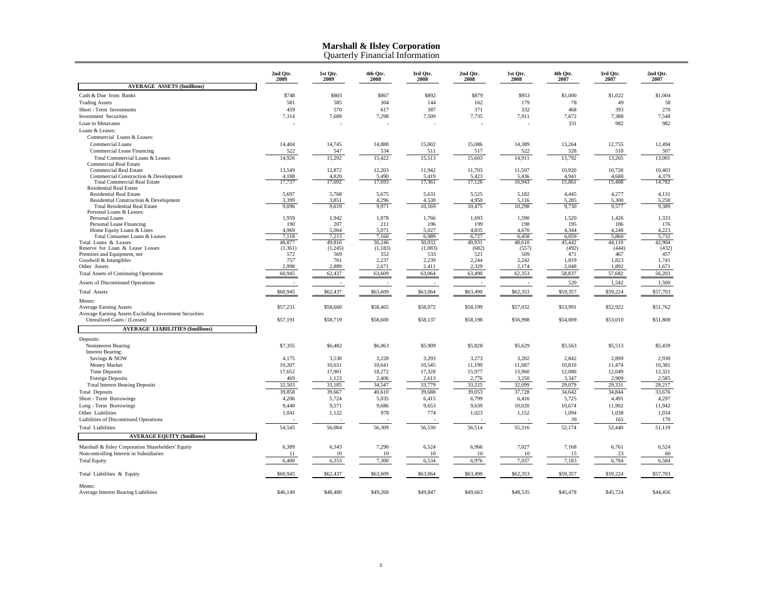# Marshall & Ilsley Corporation
## Quarterly Financial Information

| | 2nd Qtr. 2009 | 1st Qtr. 2009 | 4th Qtr. 2008 | 3rd Qtr. 2008 | 2nd Qtr. 2008 | 1st Qtr. 2008 | 4th Qtr. 2007 | 3rd Qtr. 2007 | 2nd Qtr. 2007 |
|---|---|---|---|---|---|---|---|---|---|
| **AVERAGE ASSETS ($millions)** | | | | | | | | | |
| Cash & Due from Banks | $748 | $803 | $867 | $892 | $879 | $953 | $1,000 | $1,022 | $1,004 |
| Trading Assets | 581 | 585 | 304 | 144 | 162 | 179 | 78 | 49 | 58 |
| Short - Term Investments | 459 | 570 | 617 | 387 | 371 | 332 | 468 | 393 | 270 |
| Investment Securities | 7,314 | 7,689 | 7,298 | 7,509 | 7,735 | 7,911 | 7,672 | 7,388 | 7,548 |
| Loan to Metavante | - | - | - | - | - | - | 331 | 982 | 982 |
| Loans & Leases: | | | | | | | | | |
| Commercial Loans & Leases: | | | | | | | | | |
| Commercial Loans | 14,404 | 14,745 | 14,888 | 15,002 | 15,086 | 14,389 | 13,264 | 12,755 | 12,494 |
| Commercial Lease Financing | 522 | 547 | 534 | 511 | 517 | 522 | 528 | 510 | 507 |
| Total Commercial Loans & Leases | 14,926 | 15,292 | 15,422 | 15,513 | 15,603 | 14,911 | 13,792 | 13,265 | 13,001 |
| Commercial Real Estate | | | | | | | | | |
| Commercial Real Estate | 13,549 | 12,872 | 12,203 | 11,942 | 11,703 | 11,507 | 10,920 | 10,728 | 10,403 |
| Commercial Construction & Development | 4,188 | 4,820 | 5,490 | 5,419 | 5,423 | 5,436 | 4,941 | 4,680 | 4,379 |
| Total Commercial Real Estate | 17,737 | 17,692 | 17,693 | 17,361 | 17,126 | 16,943 | 15,861 | 15,408 | 14,782 |
| Residential Real Estate | | | | | | | | | |
| Residential Real Estate | 5,697 | 5,768 | 5,675 | 5,631 | 5,525 | 5,182 | 4,445 | 4,277 | 4,131 |
| Residential Construction & Development | 3,399 | 3,851 | 4,296 | 4,538 | 4,950 | 5,116 | 5,285 | 5,300 | 5,258 |
| Total Residential Real Estate | 9,096 | 9,619 | 9,971 | 10,169 | 10,475 | 10,298 | 9,730 | 9,577 | 9,389 |
| Personal Loans & Leases: | | | | | | | | | |
| Personal Loans | 1,959 | 1,942 | 1,878 | 1,766 | 1,693 | 1,590 | 1,520 | 1,426 | 1,333 |
| Personal Lease Financing | 190 | 207 | 211 | 196 | 199 | 198 | 195 | 186 | 176 |
| Home Equity Loans & Lines | 4,969 | 5,064 | 5,071 | 5,027 | 4,835 | 4,670 | 4,344 | 4,248 | 4,223 |
| Total Consumer Loans & Leases | 7,118 | 7,213 | 7,160 | 6,989 | 6,727 | 6,458 | 6,059 | 5,860 | 5,732 |
| Total Loans & Leases | 48,877 | 49,816 | 50,246 | 50,032 | 49,931 | 48,610 | 45,442 | 44,110 | 42,904 |
| Reserve for Loan & Lease Losses | (1,361) | (1,245) | (1,183) | (1,083) | (682) | (557) | (492) | (444) | (432) |
| Premises and Equipment, net | 572 | 569 | 552 | 533 | 521 | 509 | 471 | 467 | 457 |
| Goodwill & Intangibles | 757 | 761 | 2,237 | 2,239 | 2,244 | 2,242 | 1,819 | 1,823 | 1,741 |
| Other Assets | 2,998 | 2,889 | 2,671 | 2,411 | 2,329 | 2,174 | 2,048 | 1,892 | 1,671 |
| Total Assets of Continuing Operations | 60,945 | 62,437 | 63,609 | 63,064 | 63,490 | 62,353 | 58,837 | 57,682 | 56,203 |
| Assets of Discontinued Operations | - | - | - | - | - | - | 520 | 1,542 | 1,500 |
| Total Assets | $60,945 | $62,437 | $63,609 | $63,064 | $63,490 | $62,353 | $59,357 | $59,224 | $57,703 |
| Memo: | | | | | | | | | |
| Average Earning Assets | $57,231 | $58,660 | $58,465 | $58,072 | $58,199 | $57,032 | $53,991 | $52,922 | $51,762 |
| Average Earning Assets Excluding Investment Securities Unrealized Gains / (Losses) | $57,191 | $58,719 | $58,600 | $58,137 | $58,198 | $56,998 | $54,009 | $53,010 | $51,808 |
| **AVERAGE LIABILITIES ($millions)** | | | | | | | | | |
| Deposits: | | | | | | | | | |
| Noninterest Bearing | $7,355 | $6,482 | $6,063 | $5,909 | $5,828 | $5,629 | $5,563 | $5,513 | $5,459 |
| Interest Bearing: | | | | | | | | | |
| Savings & NOW | 4,175 | 3,530 | 3,228 | 3,293 | 3,273 | 3,202 | 2,842 | 2,899 | 2,930 |
| Money Market | 10,207 | 10,631 | 10,641 | 10,545 | 11,199 | 11,687 | 10,810 | 11,474 | 10,381 |
| Time Deposits | 17,652 | 17,901 | 18,272 | 17,328 | 15,977 | 13,960 | 12,080 | 12,049 | 12,321 |
| Foreign Deposits | 469 | 1,123 | 2,406 | 2,613 | 2,776 | 3,250 | 3,347 | 2,909 | 2,585 |
| Total Interest Bearing Deposits | 32,503 | 33,185 | 34,547 | 33,779 | 33,225 | 32,099 | 29,079 | 29,331 | 28,217 |
| Total Deposits | 39,858 | 39,667 | 40,610 | 39,688 | 39,053 | 37,728 | 34,642 | 34,844 | 33,676 |
| Short - Term Borrowings | 4,206 | 5,724 | 5,035 | 6,415 | 6,799 | 6,416 | 5,725 | 4,491 | 4,297 |
| Long - Term Borrowings | 9,440 | 9,571 | 9,686 | 9,653 | 9,639 | 10,020 | 10,674 | 11,902 | 11,942 |
| Other Liabilities | 1,041 | 1,122 | 978 | 774 | 1,023 | 1,152 | 1,094 | 1,038 | 1,034 |
| Liabilities of Discontinued Operations | - | - | - | - | - | - | 39 | 165 | 170 |
| Total Liabilities | 54,545 | 56,084 | 56,309 | 56,530 | 56,514 | 55,316 | 52,174 | 52,440 | 51,119 |
| **AVERAGE EQUITY ($millions)** | | | | | | | | | |
| Marshall & Ilsley Corporation Shareholders' Equity | 6,389 | 6,343 | 7,290 | 6,524 | 6,966 | 7,027 | 7,168 | 6,761 | 6,524 |
| Noncontrolling Interest in Subsidiaries | 11 | 10 | 10 | 10 | 10 | 10 | 15 | 23 | 60 |
| Total Equity | 6,400 | 6,353 | 7,300 | 6,534 | 6,976 | 7,037 | 7,183 | 6,784 | 6,584 |
| Total Liabilities & Equity | $60,945 | $62,437 | $63,609 | $63,064 | $63,490 | $62,353 | $59,357 | $59,224 | $57,703 |
| Memo: | | | | | | | | | |
| Average Interest Bearing Liabilities | $46,149 | $48,480 | $49,268 | $49,847 | $49,663 | $48,535 | $45,478 | $45,724 | $44,456 |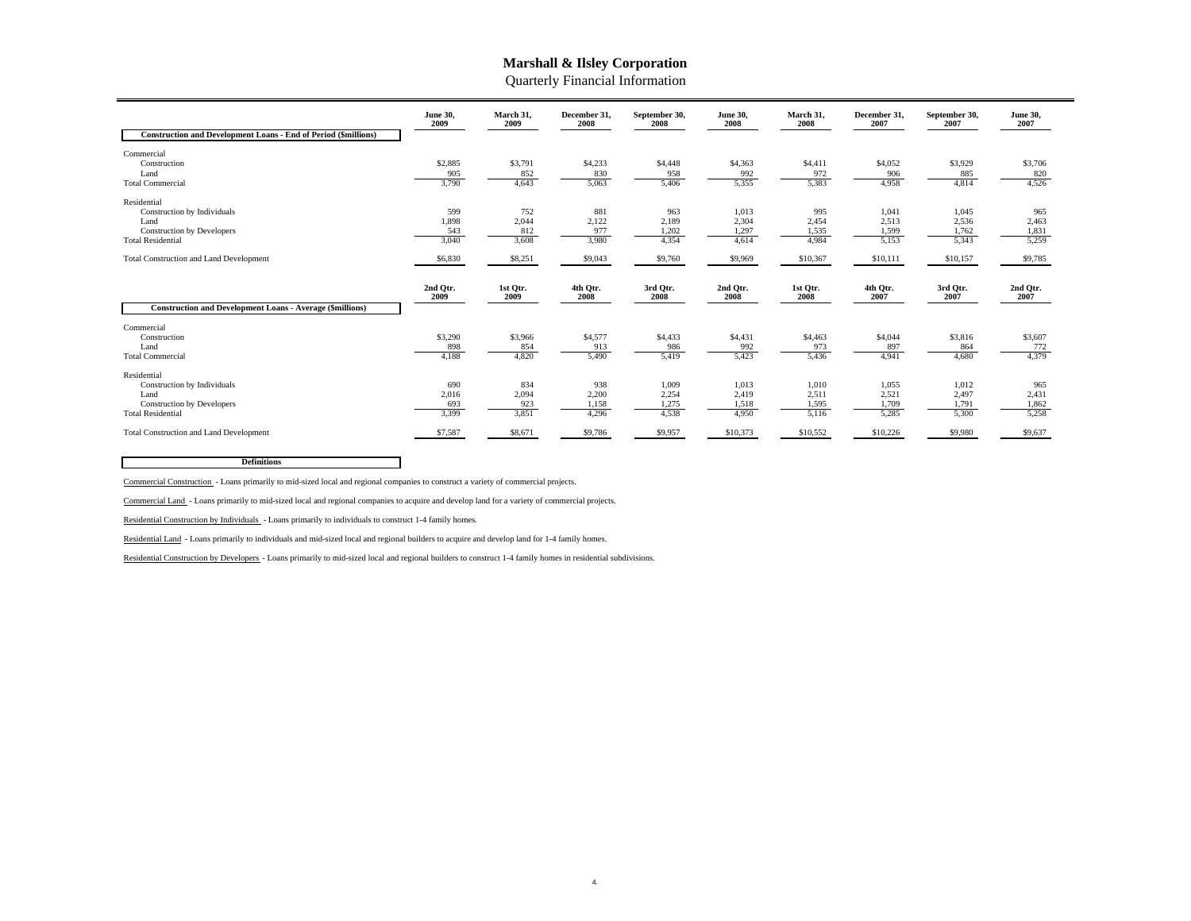# Marshall & Ilsley Corporation

Quarterly Financial Information

| Construction and Development Loans - End of Period ($millions) | June 30, 2009 | March 31, 2009 | December 31, 2008 | September 30, 2008 | June 30, 2008 | March 31, 2008 | December 31, 2007 | September 30, 2007 | June 30, 2007 |
|---|---|---|---|---|---|---|---|---|---|
| Commercial | | | | | | | | | |
| Construction | $2,885 | $3,791 | $4,233 | $4,448 | $4,363 | $4,411 | $4,052 | $3,929 | $3,706 |
| Land | 905 | 852 | 830 | 958 | 992 | 972 | 906 | 885 | 820 |
| Total Commercial | 3,790 | 4,643 | 5,063 | 5,406 | 5,355 | 5,383 | 4,958 | 4,814 | 4,526 |
| Residential | | | | | | | | | |
| Construction by Individuals | 599 | 752 | 881 | 963 | 1,013 | 995 | 1,041 | 1,045 | 965 |
| Land | 1,898 | 2,044 | 2,122 | 2,189 | 2,304 | 2,454 | 2,513 | 2,536 | 2,463 |
| Construction by Developers | 543 | 812 | 977 | 1,202 | 1,297 | 1,535 | 1,599 | 1,762 | 1,831 |
| Total Residential | 3,040 | 3,608 | 3,980 | 4,354 | 4,614 | 4,984 | 5,153 | 5,343 | 5,259 |
| Total Construction and Land Development | $6,830 | $8,251 | $9,043 | $9,760 | $9,969 | $10,367 | $10,111 | $10,157 | $9,785 |

| Construction and Development Loans - Average ($millions) | 2nd Qtr. 2009 | 1st Qtr. 2009 | 4th Qtr. 2008 | 3rd Qtr. 2008 | 2nd Qtr. 2008 | 1st Qtr. 2008 | 4th Qtr. 2007 | 3rd Qtr. 2007 | 2nd Qtr. 2007 |
|---|---|---|---|---|---|---|---|---|---|
| Commercial | | | | | | | | | |
| Construction | $3,290 | $3,966 | $4,577 | $4,433 | $4,431 | $4,463 | $4,044 | $3,816 | $3,607 |
| Land | 898 | 854 | 913 | 986 | 992 | 973 | 897 | 864 | 772 |
| Total Commercial | 4,188 | 4,820 | 5,490 | 5,419 | 5,423 | 5,436 | 4,941 | 4,680 | 4,379 |
| Residential | | | | | | | | | |
| Construction by Individuals | 690 | 834 | 938 | 1,009 | 1,013 | 1,010 | 1,055 | 1,012 | 965 |
| Land | 2,016 | 2,094 | 2,200 | 2,254 | 2,419 | 2,511 | 2,521 | 2,497 | 2,431 |
| Construction by Developers | 693 | 923 | 1,158 | 1,275 | 1,518 | 1,595 | 1,709 | 1,791 | 1,862 |
| Total Residential | 3,399 | 3,851 | 4,296 | 4,538 | 4,950 | 5,116 | 5,285 | 5,300 | 5,258 |
| Total Construction and Land Development | $7,587 | $8,671 | $9,786 | $9,957 | $10,373 | $10,552 | $10,226 | $9,980 | $9,637 |

**Definitions**

Commercial Construction - Loans primarily to mid-sized local and regional companies to construct a variety of commercial projects.

Commercial Land - Loans primarily to mid-sized local and regional companies to acquire and develop land for a variety of commercial projects.

Residential Construction by Individuals - Loans primarily to individuals to construct 1-4 family homes.

Residential Land - Loans primarily to individuals and mid-sized local and regional builders to acquire and develop land for 1-4 family homes.

Residential Construction by Developers - Loans primarily to mid-sized local and regional builders to construct 1-4 family homes in residential subdivisions.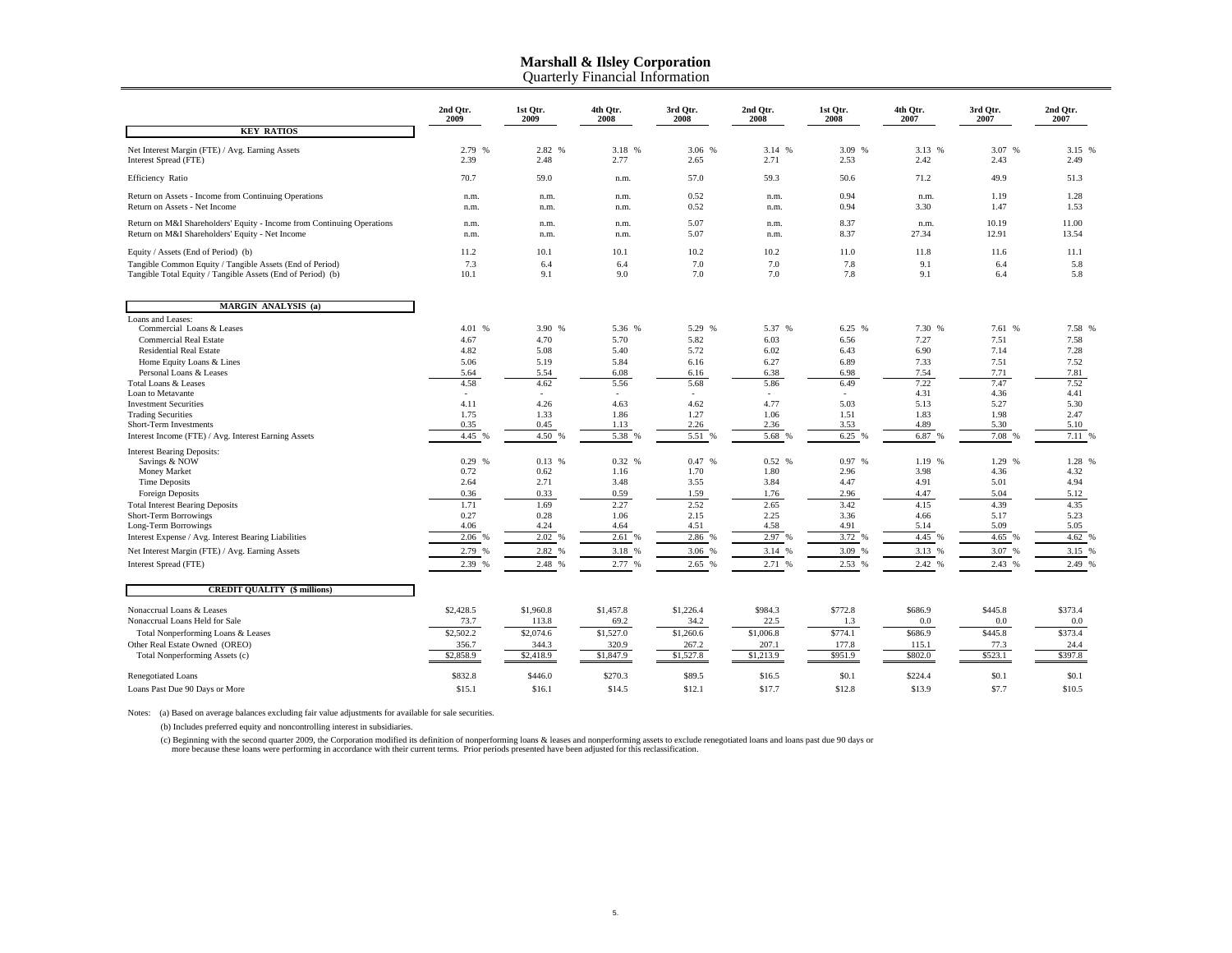# Marshall & Ilsley Corporation

## Quarterly Financial Information

| | 2nd Qtr. 2009 | 1st Qtr. 2009 | 4th Qtr. 2008 | 3rd Qtr. 2008 | 2nd Qtr. 2008 | 1st Qtr. 2008 | 4th Qtr. 2007 | 3rd Qtr. 2007 | 2nd Qtr. 2007 |
|---|---|---|---|---|---|---|---|---|---|
| **KEY RATIOS** | | | | | | | | | |
| Net Interest Margin (FTE) / Avg. Earning Assets | 2.79 % | 2.82 % | 3.18 % | 3.06 % | 3.14 % | 3.09 % | 3.13 % | 3.07 % | 3.15 % |
| Interest Spread (FTE) | 2.39 | 2.48 | 2.77 | 2.65 | 2.71 | 2.53 | 2.42 | 2.43 | 2.49 |
| Efficiency Ratio | 70.7 | 59.0 | n.m. | 57.0 | 59.3 | 50.6 | 71.2 | 49.9 | 51.3 |
| Return on Assets - Income from Continuing Operations | n.m. | n.m. | n.m. | 0.52 | n.m. | 0.94 | n.m. | 1.19 | 1.28 |
| Return on Assets - Net Income | n.m. | n.m. | n.m. | 0.52 | n.m. | 0.94 | 3.30 | 1.47 | 1.53 |
| Return on M&I Shareholders' Equity - Income from Continuing Operations | n.m. | n.m. | n.m. | 5.07 | n.m. | 8.37 | n.m. | 10.19 | 11.00 |
| Return on M&I Shareholders' Equity - Net Income | n.m. | n.m. | n.m. | 5.07 | n.m. | 8.37 | 27.34 | 12.91 | 13.54 |
| Equity / Assets (End of Period) (b) | 11.2 | 10.1 | 10.1 | 10.2 | 10.2 | 11.0 | 11.8 | 11.6 | 11.1 |
| Tangible Common Equity / Tangible Assets (End of Period) | 7.3 | 6.4 | 6.4 | 7.0 | 7.0 | 7.8 | 9.1 | 6.4 | 5.8 |
| Tangible Total Equity / Tangible Assets (End of Period) (b) | 10.1 | 9.1 | 9.0 | 7.0 | 7.0 | 7.8 | 9.1 | 6.4 | 5.8 |
| **MARGIN ANALYSIS (a)** | | | | | | | | | |
| Loans and Leases: | | | | | | | | | |
| Commercial Loans & Leases | 4.01 % | 3.90 % | 5.36 % | 5.29 % | 5.37 % | 6.25 % | 7.30 % | 7.61 % | 7.58 % |
| Commercial Real Estate | 4.67 | 4.70 | 5.70 | 5.82 | 6.03 | 6.56 | 7.27 | 7.51 | 7.58 |
| Residential Real Estate | 4.82 | 5.08 | 5.40 | 5.72 | 6.02 | 6.43 | 6.90 | 7.14 | 7.28 |
| Home Equity Loans & Lines | 5.06 | 5.19 | 5.84 | 6.16 | 6.27 | 6.89 | 7.33 | 7.51 | 7.52 |
| Personal Loans & Leases | 5.64 | 5.54 | 6.08 | 6.16 | 6.38 | 6.98 | 7.54 | 7.71 | 7.81 |
| Total Loans & Leases | 4.58 | 4.62 | 5.56 | 5.68 | 5.86 | 6.49 | 7.22 | 7.47 | 7.52 |
| Loan to Metavante | - | - | - | - | - | - | 4.31 | 4.36 | 4.41 |
| Investment Securities | 4.11 | 4.26 | 4.63 | 4.62 | 4.77 | 5.03 | 5.13 | 5.27 | 5.30 |
| Trading Securities | 1.75 | 1.33 | 1.86 | 1.27 | 1.06 | 1.51 | 1.83 | 1.98 | 2.47 |
| Short-Term Investments | 0.35 | 0.45 | 1.13 | 2.26 | 2.36 | 3.53 | 4.89 | 5.30 | 5.10 |
| Interest Income (FTE) / Avg. Interest Earning Assets | 4.45 % | 4.50 % | 5.38 % | 5.51 % | 5.68 % | 6.25 % | 6.87 % | 7.08 % | 7.11 % |
| Interest Bearing Deposits: | | | | | | | | | |
| Savings & NOW | 0.29 % | 0.13 % | 0.32 % | 0.47 % | 0.52 % | 0.97 % | 1.19 % | 1.29 % | 1.28 % |
| Money Market | 0.72 | 0.62 | 1.16 | 1.70 | 1.80 | 2.96 | 3.98 | 4.36 | 4.32 |
| Time Deposits | 2.64 | 2.71 | 3.48 | 3.55 | 3.84 | 4.47 | 4.91 | 5.01 | 4.94 |
| Foreign Deposits | 0.36 | 0.33 | 0.59 | 1.59 | 1.76 | 2.96 | 4.47 | 5.04 | 5.12 |
| Total Interest Bearing Deposits | 1.71 | 1.69 | 2.27 | 2.52 | 2.65 | 3.42 | 4.15 | 4.39 | 4.35 |
| Short-Term Borrowings | 0.27 | 0.28 | 1.06 | 2.15 | 2.25 | 3.36 | 4.66 | 5.17 | 5.23 |
| Long-Term Borrowings | 4.06 | 4.24 | 4.64 | 4.51 | 4.58 | 4.91 | 5.14 | 5.09 | 5.05 |
| Interest Expense / Avg. Interest Bearing Liabilities | 2.06 % | 2.02 % | 2.61 % | 2.86 % | 2.97 % | 3.72 % | 4.45 % | 4.65 % | 4.62 % |
| Net Interest Margin (FTE) / Avg. Earning Assets | 2.79 % | 2.82 % | 3.18 % | 3.06 % | 3.14 % | 3.09 % | 3.13 % | 3.07 % | 3.15 % |
| Interest Spread (FTE) | 2.39 % | 2.48 % | 2.77 % | 2.65 % | 2.71 % | 2.53 % | 2.42 % | 2.43 % | 2.49 % |
| **CREDIT QUALITY ($ millions)** | | | | | | | | | |
| Nonaccrual Loans & Leases | $2,428.5 | $1,960.8 | $1,457.8 | $1,226.4 | $984.3 | $772.8 | $686.9 | $445.8 | $373.4 |
| Nonaccrual Loans Held for Sale | 73.7 | 113.8 | 69.2 | 34.2 | 22.5 | 1.3 | 0.0 | 0.0 | 0.0 |
| Total Nonperforming Loans & Leases | $2,502.2 | $2,074.6 | $1,527.0 | $1,260.6 | $1,006.8 | $774.1 | $686.9 | $445.8 | $373.4 |
| Other Real Estate Owned (OREO) | 356.7 | 344.3 | 320.9 | 267.2 | 207.1 | 177.8 | 115.1 | 77.3 | 24.4 |
| Total Nonperforming Assets (c) | $2,858.9 | $2,418.9 | $1,847.9 | $1,527.8 | $1,213.9 | $951.9 | $802.0 | $523.1 | $397.8 |
| Renegotiated Loans | $832.8 | $446.0 | $270.3 | $89.5 | $16.5 | $0.1 | $224.4 | $0.1 | $0.1 |
| Loans Past Due 90 Days or More | $15.1 | $16.1 | $14.5 | $12.1 | $17.7 | $12.8 | $13.9 | $7.7 | $10.5 |

Notes: (a) Based on average balances excluding fair value adjustments for available for sale securities.

(b) Includes preferred equity and noncontrolling interest in subsidiaries.

(c) Beginning with the second quarter 2009, the Corporation modified its definition of nonperforming loans & leases and nonperforming assets to exclude renegotiated loans and loans past due 90 days or more because these loans were performing in accordance with their current terms. Prior periods presented have been adjusted for this reclassification.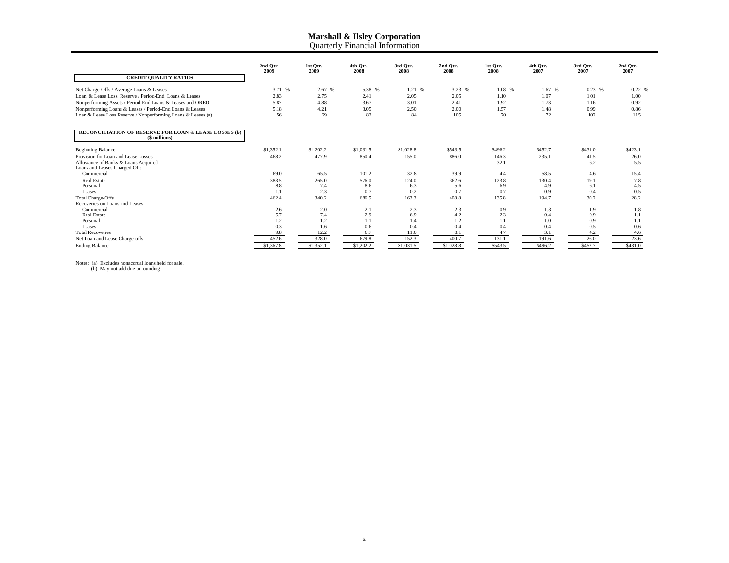# Marshall & Ilsley Corporation

Quarterly Financial Information

| CREDIT QUALITY RATIOS | 2nd Qtr. 2009 | 1st Qtr. 2009 | 4th Qtr. 2008 | 3rd Qtr. 2008 | 2nd Qtr. 2008 | 1st Qtr. 2008 | 4th Qtr. 2007 | 3rd Qtr. 2007 | 2nd Qtr. 2007 |
|---|---|---|---|---|---|---|---|---|---|
| Net Charge-Offs / Average Loans & Leases | 3.71 % | 2.67 % | 5.38 % | 1.21 % | 3.23 % | 1.08 % | 1.67 % | 0.23 % | 0.22 % |
| Loan & Lease Loss Reserve / Period-End Loans & Leases | 2.83 | 2.75 | 2.41 | 2.05 | 2.05 | 1.10 | 1.07 | 1.01 | 1.00 |
| Nonperforming Assets / Period-End Loans & Leases and OREO | 5.87 | 4.88 | 3.67 | 3.01 | 2.41 | 1.92 | 1.73 | 1.16 | 0.92 |
| Nonperforming Loans & Leases / Period-End Loans & Leases | 5.18 | 4.21 | 3.05 | 2.50 | 2.00 | 1.57 | 1.48 | 0.99 | 0.86 |
| Loan & Lease Loss Reserve / Nonperforming Loans & Leases (a) | 56 | 69 | 82 | 84 | 105 | 70 | 72 | 102 | 115 |

| RECONCILIATION OF RESERVE FOR LOAN & LEASE LOSSES (b) ($ millions) | 2nd Qtr. 2009 | 1st Qtr. 2009 | 4th Qtr. 2008 | 3rd Qtr. 2008 | 2nd Qtr. 2008 | 1st Qtr. 2008 | 4th Qtr. 2007 | 3rd Qtr. 2007 | 2nd Qtr. 2007 |
|---|---|---|---|---|---|---|---|---|---|
| Beginning Balance | $1,352.1 | $1,202.2 | $1,031.5 | $1,028.8 | $543.5 | $496.2 | $452.7 | $431.0 | $423.1 |
| Provision for Loan and Lease Losses | 468.2 | 477.9 | 850.4 | 155.0 | 886.0 | 146.3 | 235.1 | 41.5 | 26.0 |
| Allowance of Banks & Loans Acquired | - | - | - | - | - | 32.1 | - | 6.2 | 5.5 |
| Loans and Leases Charged Off: | | | | | | | | | |
| Commercial | 69.0 | 65.5 | 101.2 | 32.8 | 39.9 | 4.4 | 58.5 | 4.6 | 15.4 |
| Real Estate | 383.5 | 265.0 | 576.0 | 124.0 | 362.6 | 123.8 | 130.4 | 19.1 | 7.8 |
| Personal | 8.8 | 7.4 | 8.6 | 6.3 | 5.6 | 6.9 | 4.9 | 6.1 | 4.5 |
| Leases | 1.1 | 2.3 | 0.7 | 0.2 | 0.7 | 0.7 | 0.9 | 0.4 | 0.5 |
| Total Charge-Offs | 462.4 | 340.2 | 686.5 | 163.3 | 408.8 | 135.8 | 194.7 | 30.2 | 28.2 |
| Recoveries on Loans and Leases: | | | | | | | | | |
| Commercial | 2.6 | 2.0 | 2.1 | 2.3 | 2.3 | 0.9 | 1.3 | 1.9 | 1.8 |
| Real Estate | 5.7 | 7.4 | 2.9 | 6.9 | 4.2 | 2.3 | 0.4 | 0.9 | 1.1 |
| Personal | 1.2 | 1.2 | 1.1 | 1.4 | 1.2 | 1.1 | 1.0 | 0.9 | 1.1 |
| Leases | 0.3 | 1.6 | 0.6 | 0.4 | 0.4 | 0.4 | 0.4 | 0.5 | 0.6 |
| Total Recoveries | 9.8 | 12.2 | 6.7 | 11.0 | 8.1 | 4.7 | 3.1 | 4.2 | 4.6 |
| Net Loan and Lease Charge-offs | 452.6 | 328.0 | 679.8 | 152.3 | 400.7 | 131.1 | 191.6 | 26.0 | 23.6 |
| Ending Balance | $1,367.8 | $1,352.1 | $1,202.2 | $1,031.5 | $1,028.8 | $543.5 | $496.2 | $452.7 | $431.0 |

Notes: (a) Excludes nonaccrual loans held for sale.
(b) May not add due to rounding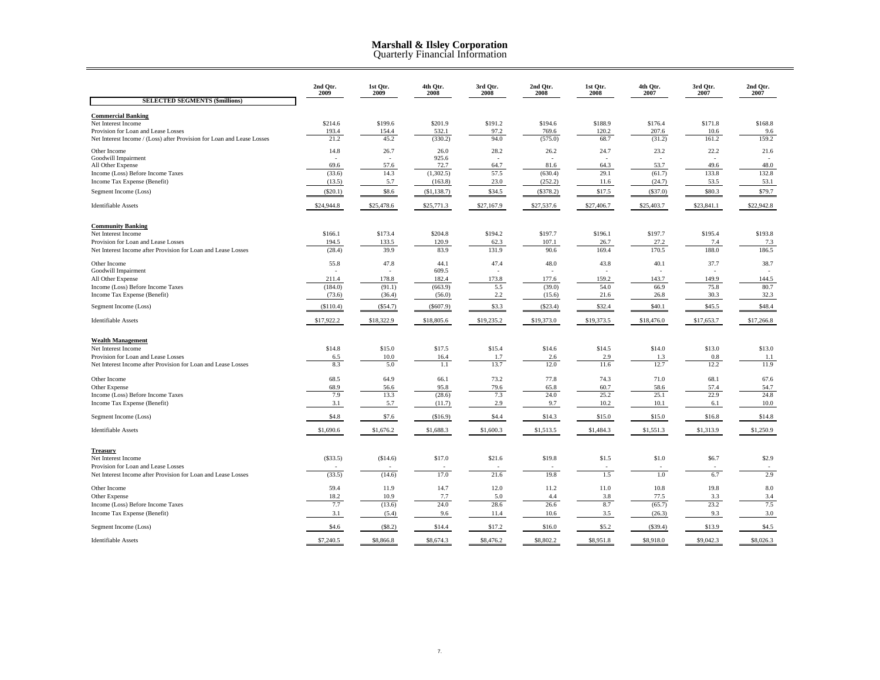# Marshall & Ilsley Corporation
## Quarterly Financial Information

| SELECTED SEGMENTS ($millions) | 2nd Qtr. 2009 | 1st Qtr. 2009 | 4th Qtr. 2008 | 3rd Qtr. 2008 | 2nd Qtr. 2008 | 1st Qtr. 2008 | 4th Qtr. 2007 | 3rd Qtr. 2007 | 2nd Qtr. 2007 |
|---|---|---|---|---|---|---|---|---|---|
| **Commercial Banking** | | | | | | | | | |
| Net Interest Income | $214.6 | $199.6 | $201.9 | $191.2 | $194.6 | $188.9 | $176.4 | $171.8 | $168.8 |
| Provision for Loan and Lease Losses | 193.4 | 154.4 | 532.1 | 97.2 | 769.6 | 120.2 | 207.6 | 10.6 | 9.6 |
| Net Interest Income / (Loss) after Provision for Loan and Lease Losses | 21.2 | 45.2 | (330.2) | 94.0 | (575.0) | 68.7 | (31.2) | 161.2 | 159.2 |
| Other Income | 14.8 | 26.7 | 26.0 | 28.2 | 26.2 | 24.7 | 23.2 | 22.2 | 21.6 |
| Goodwill Impairment | - | - | 925.6 | - | - | - | - | - | - |
| All Other Expense | 69.6 | 57.6 | 72.7 | 64.7 | 81.6 | 64.3 | 53.7 | 49.6 | 48.0 |
| Income (Loss) Before Income Taxes | (33.6) | 14.3 | (1,302.5) | 57.5 | (630.4) | 29.1 | (61.7) | 133.8 | 132.8 |
| Income Tax Expense (Benefit) | (13.5) | 5.7 | (163.8) | 23.0 | (252.2) | 11.6 | (24.7) | 53.5 | 53.1 |
| Segment Income (Loss) | ($20.1) | $8.6 | ($1,138.7) | $34.5 | ($378.2) | $17.5 | ($37.0) | $80.3 | $79.7 |
| Identifiable Assets | $24,944.8 | $25,478.6 | $25,771.3 | $27,167.9 | $27,537.6 | $27,406.7 | $25,403.7 | $23,841.1 | $22,942.8 |
| **Community Banking** | | | | | | | | | |
| Net Interest Income | $166.1 | $173.4 | $204.8 | $194.2 | $197.7 | $196.1 | $197.7 | $195.4 | $193.8 |
| Provision for Loan and Lease Losses | 194.5 | 133.5 | 120.9 | 62.3 | 107.1 | 26.7 | 27.2 | 7.4 | 7.3 |
| Net Interest Income after Provision for Loan and Lease Losses | (28.4) | 39.9 | 83.9 | 131.9 | 90.6 | 169.4 | 170.5 | 188.0 | 186.5 |
| Other Income | 55.8 | 47.8 | 44.1 | 47.4 | 48.0 | 43.8 | 40.1 | 37.7 | 38.7 |
| Goodwill Impairment | - | - | 609.5 | - | - | - | - | - | - |
| All Other Expense | 211.4 | 178.8 | 182.4 | 173.8 | 177.6 | 159.2 | 143.7 | 149.9 | 144.5 |
| Income (Loss) Before Income Taxes | (184.0) | (91.1) | (663.9) | 5.5 | (39.0) | 54.0 | 66.9 | 75.8 | 80.7 |
| Income Tax Expense (Benefit) | (73.6) | (36.4) | (56.0) | 2.2 | (15.6) | 21.6 | 26.8 | 30.3 | 32.3 |
| Segment Income (Loss) | ($110.4) | ($54.7) | ($607.9) | $3.3 | ($23.4) | $32.4 | $40.1 | $45.5 | $48.4 |
| Identifiable Assets | $17,922.2 | $18,322.9 | $18,805.6 | $19,235.2 | $19,373.0 | $19,373.5 | $18,476.0 | $17,653.7 | $17,266.8 |
| **Wealth Management** | | | | | | | | | |
| Net Interest Income | $14.8 | $15.0 | $17.5 | $15.4 | $14.6 | $14.5 | $14.0 | $13.0 | $13.0 |
| Provision for Loan and Lease Losses | 6.5 | 10.0 | 16.4 | 1.7 | 2.6 | 2.9 | 1.3 | 0.8 | 1.1 |
| Net Interest Income after Provision for Loan and Lease Losses | 8.3 | 5.0 | 1.1 | 13.7 | 12.0 | 11.6 | 12.7 | 12.2 | 11.9 |
| Other Income | 68.5 | 64.9 | 66.1 | 73.2 | 77.8 | 74.3 | 71.0 | 68.1 | 67.6 |
| Other Expense | 68.9 | 56.6 | 95.8 | 79.6 | 65.8 | 60.7 | 58.6 | 57.4 | 54.7 |
| Income (Loss) Before Income Taxes | 7.9 | 13.3 | (28.6) | 7.3 | 24.0 | 25.2 | 25.1 | 22.9 | 24.8 |
| Income Tax Expense (Benefit) | 3.1 | 5.7 | (11.7) | 2.9 | 9.7 | 10.2 | 10.1 | 6.1 | 10.0 |
| Segment Income (Loss) | $4.8 | $7.6 | ($16.9) | $4.4 | $14.3 | $15.0 | $15.0 | $16.8 | $14.8 |
| Identifiable Assets | $1,690.6 | $1,676.2 | $1,688.3 | $1,600.3 | $1,513.5 | $1,484.3 | $1,551.3 | $1,313.9 | $1,250.9 |
| **Treasury** | | | | | | | | | |
| Net Interest Income | ($33.5) | ($14.6) | $17.0 | $21.6 | $19.8 | $1.5 | $1.0 | $6.7 | $2.9 |
| Provision for Loan and Lease Losses | - | - | - | - | - | - | - | - | - |
| Net Interest Income after Provision for Loan and Lease Losses | (33.5) | (14.6) | 17.0 | 21.6 | 19.8 | 1.5 | 1.0 | 6.7 | 2.9 |
| Other Income | 59.4 | 11.9 | 14.7 | 12.0 | 11.2 | 11.0 | 10.8 | 19.8 | 8.0 |
| Other Expense | 18.2 | 10.9 | 7.7 | 5.0 | 4.4 | 3.8 | 77.5 | 3.3 | 3.4 |
| Income (Loss) Before Income Taxes | 7.7 | (13.6) | 24.0 | 28.6 | 26.6 | 8.7 | (65.7) | 23.2 | 7.5 |
| Income Tax Expense (Benefit) | 3.1 | (5.4) | 9.6 | 11.4 | 10.6 | 3.5 | (26.3) | 9.3 | 3.0 |
| Segment Income (Loss) | $4.6 | ($8.2) | $14.4 | $17.2 | $16.0 | $5.2 | ($39.4) | $13.9 | $4.5 |
| Identifiable Assets | $7,240.5 | $8,866.8 | $8,674.3 | $8,476.2 | $8,802.2 | $8,951.8 | $8,918.0 | $9,042.3 | $8,026.3 |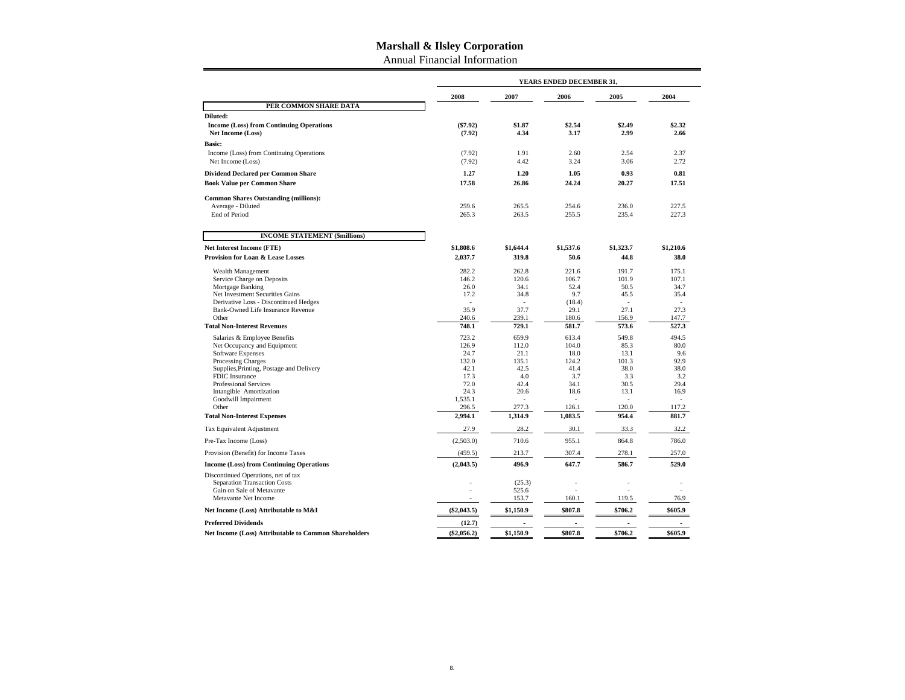# Marshall & Ilsley Corporation

## Annual Financial Information

| | YEARS ENDED DECEMBER 31, | | | | |
|---|---|---|---|---|---|
| | 2008 | 2007 | 2006 | 2005 | 2004 |
| **PER COMMON SHARE DATA** | | | | | |
| **Diluted:** | | | | | |
| **Income (Loss) from Continuing Operations** | **($7.92)** | **$1.87** | **$2.54** | **$2.49** | **$2.32** |
| **Net Income (Loss)** | **(7.92)** | **4.34** | **3.17** | **2.99** | **2.66** |
| **Basic:** | | | | | |
| Income (Loss) from Continuing Operations | (7.92) | 1.91 | 2.60 | 2.54 | 2.37 |
| Net Income (Loss) | (7.92) | 4.42 | 3.24 | 3.06 | 2.72 |
| **Dividend Declared per Common Share** | **1.27** | **1.20** | **1.05** | **0.93** | **0.81** |
| **Book Value per Common Share** | **17.58** | **26.86** | **24.24** | **20.27** | **17.51** |
| **Common Shares Outstanding (millions):** | | | | | |
| Average - Diluted | 259.6 | 265.5 | 254.6 | 236.0 | 227.5 |
| End of Period | 265.3 | 263.5 | 255.5 | 235.4 | 227.3 |
| **INCOME STATEMENT ($millions)** | | | | | |
| **Net Interest Income (FTE)** | **$1,808.6** | **$1,644.4** | **$1,537.6** | **$1,323.7** | **$1,210.6** |
| **Provision for Loan & Lease Losses** | **2,037.7** | **319.8** | **50.6** | **44.8** | **38.0** |
| Wealth Management | 282.2 | 262.8 | 221.6 | 191.7 | 175.1 |
| Service Charge on Deposits | 146.2 | 120.6 | 106.7 | 101.9 | 107.1 |
| Mortgage Banking | 26.0 | 34.1 | 52.4 | 50.5 | 34.7 |
| Net Investment Securities Gains | 17.2 | 34.8 | 9.7 | 45.5 | 35.4 |
| Derivative Loss - Discontinued Hedges | - | - | (18.4) | - | - |
| Bank-Owned Life Insurance Revenue | 35.9 | 37.7 | 29.1 | 27.1 | 27.3 |
| Other | 240.6 | 239.1 | 180.6 | 156.9 | 147.7 |
| **Total Non-Interest Revenues** | **748.1** | **729.1** | **581.7** | **573.6** | **527.3** |
| Salaries & Employee Benefits | 723.2 | 659.9 | 613.4 | 549.8 | 494.5 |
| Net Occupancy and Equipment | 126.9 | 112.0 | 104.0 | 85.3 | 80.0 |
| Software Expenses | 24.7 | 21.1 | 18.0 | 13.1 | 9.6 |
| Processing Charges | 132.0 | 135.1 | 124.2 | 101.3 | 92.9 |
| Supplies,Printing, Postage and Delivery | 42.1 | 42.5 | 41.4 | 38.0 | 38.0 |
| FDIC Insurance | 17.3 | 4.0 | 3.7 | 3.3 | 3.2 |
| Professional Services | 72.0 | 42.4 | 34.1 | 30.5 | 29.4 |
| Intangible Amortization | 24.3 | 20.6 | 18.6 | 13.1 | 16.9 |
| Goodwill Impairment | 1,535.1 | - | - | - | - |
| Other | 296.5 | 277.3 | 126.1 | 120.0 | 117.2 |
| **Total Non-Interest Expenses** | **2,994.1** | **1,314.9** | **1,083.5** | **954.4** | **881.7** |
| Tax Equivalent Adjustment | 27.9 | 28.2 | 30.1 | 33.3 | 32.2 |
| Pre-Tax Income (Loss) | (2,503.0) | 710.6 | 955.1 | 864.8 | 786.0 |
| Provision (Benefit) for Income Taxes | (459.5) | 213.7 | 307.4 | 278.1 | 257.0 |
| **Income (Loss) from Continuing Operations** | **(2,043.5)** | **496.9** | **647.7** | **586.7** | **529.0** |
| Discontinued Operations, net of tax | | | | | |
| Separation Transaction Costs | - | (25.3) | - | - | - |
| Gain on Sale of Metavante | - | 525.6 | - | - | - |
| Metavante Net Income | - | 153.7 | 160.1 | 119.5 | 76.9 |
| **Net Income (Loss) Attributable to M&I** | **($2,043.5)** | **$1,150.9** | **$807.8** | **$706.2** | **$605.9** |
| **Preferred Dividends** | **(12.7)** | **-** | **-** | **-** | **-** |
| **Net Income (Loss) Attributable to Common Shareholders** | **($2,056.2)** | **$1,150.9** | **$807.8** | **$706.2** | **$605.9** |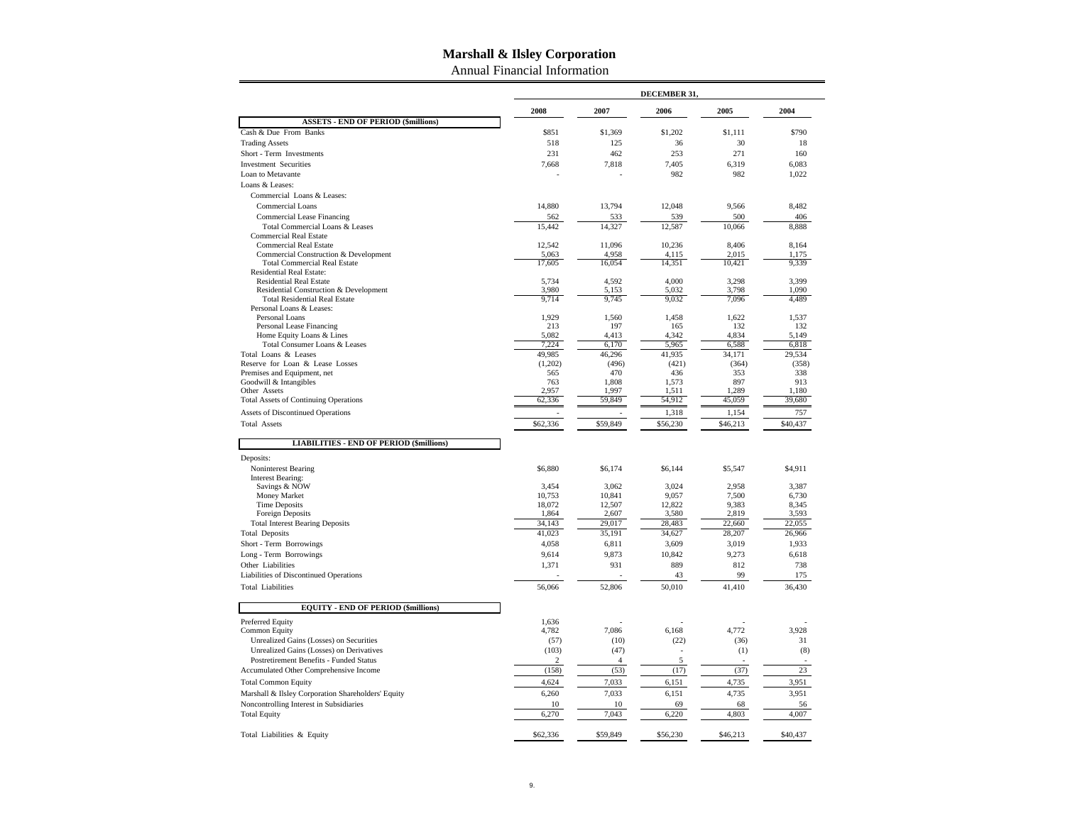# Marshall & Ilsley Corporation

Annual Financial Information

| | DECEMBER 31, | | | | |
|---|---|---|---|---|---|
| | 2008 | 2007 | 2006 | 2005 | 2004 |
| **ASSETS - END OF PERIOD ($millions)** | | | | | |
| Cash & Due From Banks | $851 | $1,369 | $1,202 | $1,111 | $790 |
| Trading Assets | 518 | 125 | 36 | 30 | 18 |
| Short - Term Investments | 231 | 462 | 253 | 271 | 160 |
| Investment Securities | 7,668 | 7,818 | 7,405 | 6,319 | 6,083 |
| Loan to Metavante | - | - | 982 | 982 | 1,022 |
| Loans & Leases: | | | | | |
| Commercial Loans & Leases: | | | | | |
| Commercial Loans | 14,880 | 13,794 | 12,048 | 9,566 | 8,482 |
| Commercial Lease Financing | 562 | 533 | 539 | 500 | 406 |
| Total Commercial Loans & Leases | 15,442 | 14,327 | 12,587 | 10,066 | 8,888 |
| Commercial Real Estate | | | | | |
| Commercial Real Estate | 12,542 | 11,096 | 10,236 | 8,406 | 8,164 |
| Commercial Construction & Development | 5,063 | 4,958 | 4,115 | 2,015 | 1,175 |
| Total Commercial Real Estate | 17,605 | 16,054 | 14,351 | 10,421 | 9,339 |
| Residential Real Estate: | | | | | |
| Residential Real Estate | 5,734 | 4,592 | 4,000 | 3,298 | 3,399 |
| Residential Construction & Development | 3,980 | 5,153 | 5,032 | 3,798 | 1,090 |
| Total Residential Real Estate | 9,714 | 9,745 | 9,032 | 7,096 | 4,489 |
| Personal Loans & Leases: | | | | | |
| Personal Loans | 1,929 | 1,560 | 1,458 | 1,622 | 1,537 |
| Personal Lease Financing | 213 | 197 | 165 | 132 | 132 |
| Home Equity Loans & Lines | 5,082 | 4,413 | 4,342 | 4,834 | 5,149 |
| Total Consumer Loans & Leases | 7,224 | 6,170 | 5,965 | 6,588 | 6,818 |
| Total Loans & Leases | 49,985 | 46,296 | 41,935 | 34,171 | 29,534 |
| Reserve for Loan & Lease Losses | (1,202) | (496) | (421) | (364) | (358) |
| Premises and Equipment, net | 565 | 470 | 436 | 353 | 338 |
| Goodwill & Intangibles | 763 | 1,808 | 1,573 | 897 | 913 |
| Other Assets | 2,957 | 1,997 | 1,511 | 1,289 | 1,180 |
| Total Assets of Continuing Operations | 62,336 | 59,849 | 54,912 | 45,059 | 39,680 |
| Assets of Discontinued Operations | - | - | 1,318 | 1,154 | 757 |
| Total Assets | $62,336 | $59,849 | $56,230 | $46,213 | $40,437 |
| **LIABILITIES - END OF PERIOD ($millions)** | | | | | |
| Deposits: | | | | | |
| Noninterest Bearing | $6,880 | $6,174 | $6,144 | $5,547 | $4,911 |
| Interest Bearing: | | | | | |
| Savings & NOW | 3,454 | 3,062 | 3,024 | 2,958 | 3,387 |
| Money Market | 10,753 | 10,841 | 9,057 | 7,500 | 6,730 |
| Time Deposits | 18,072 | 12,507 | 12,822 | 9,383 | 8,345 |
| Foreign Deposits | 1,864 | 2,607 | 3,580 | 2,819 | 3,593 |
| Total Interest Bearing Deposits | 34,143 | 29,017 | 28,483 | 22,660 | 22,055 |
| Total Deposits | 41,023 | 35,191 | 34,627 | 28,207 | 26,966 |
| Short - Term Borrowings | 4,058 | 6,811 | 3,609 | 3,019 | 1,933 |
| Long - Term Borrowings | 9,614 | 9,873 | 10,842 | 9,273 | 6,618 |
| Other Liabilities | 1,371 | 931 | 889 | 812 | 738 |
| Liabilities of Discontinued Operations | - | - | 43 | 99 | 175 |
| Total Liabilities | 56,066 | 52,806 | 50,010 | 41,410 | 36,430 |
| **EQUITY - END OF PERIOD ($millions)** | | | | | |
| Preferred Equity | 1,636 | - | - | - | - |
| Common Equity | 4,782 | 7,086 | 6,168 | 4,772 | 3,928 |
| Unrealized Gains (Losses) on Securities | (57) | (10) | (22) | (36) | 31 |
| Unrealized Gains (Losses) on Derivatives | (103) | (47) | - | (1) | (8) |
| Postretirement Benefits - Funded Status | 2 | 4 | 5 | - | - |
| Accumulated Other Comprehensive Income | (158) | (53) | (17) | (37) | 23 |
| Total Common Equity | 4,624 | 7,033 | 6,151 | 4,735 | 3,951 |
| Marshall & Ilsley Corporation Shareholders' Equity | 6,260 | 7,033 | 6,151 | 4,735 | 3,951 |
| Noncontrolling Interest in Subsidiaries | 10 | 10 | 69 | 68 | 56 |
| Total Equity | 6,270 | 7,043 | 6,220 | 4,803 | 4,007 |
| Total Liabilities & Equity | $62,336 | $59,849 | $56,230 | $46,213 | $40,437 |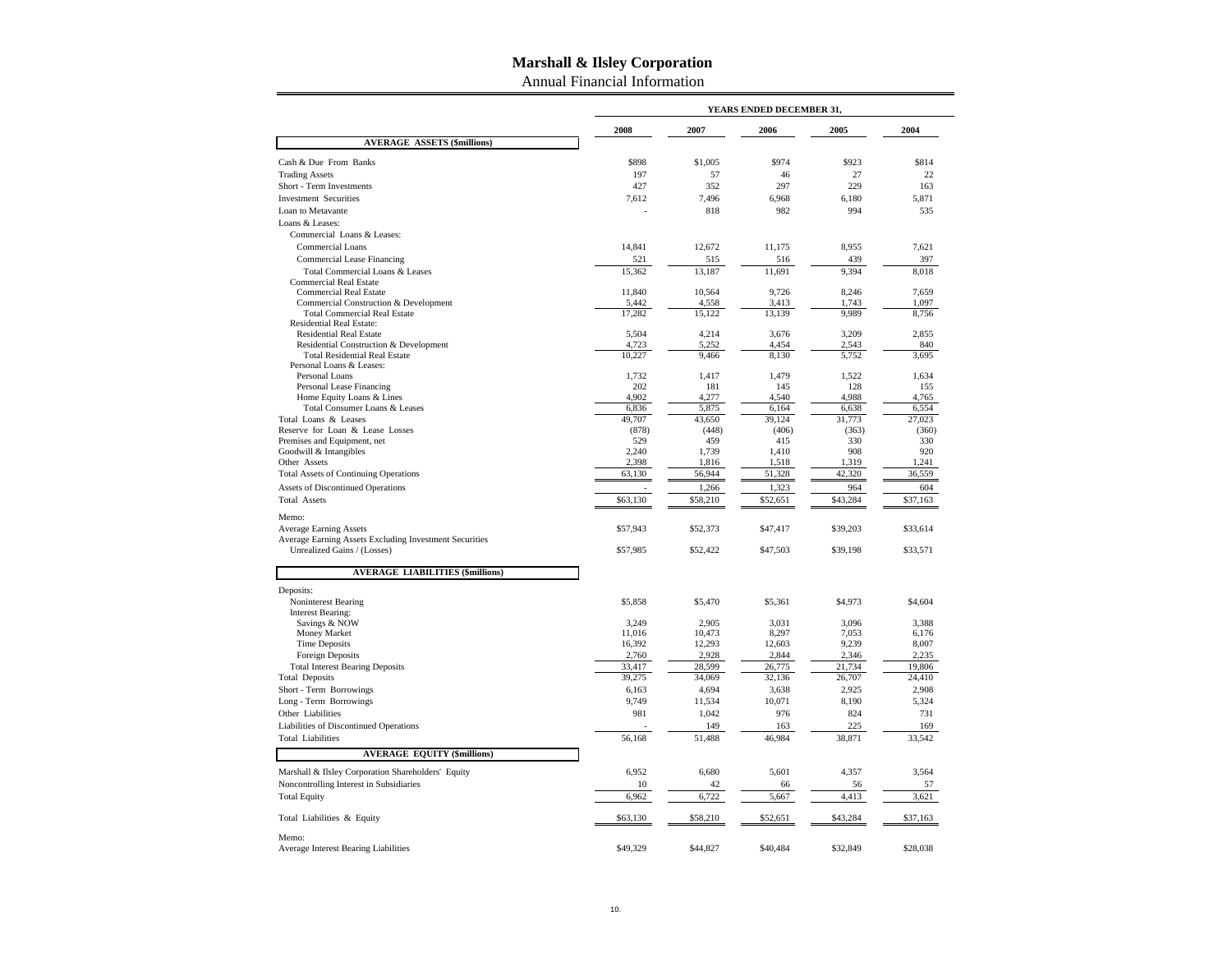# Marshall & Ilsley Corporation

Annual Financial Information

| | YEARS ENDED DECEMBER 31, | | | | |
|---|---|---|---|---|---|
| | 2008 | 2007 | 2006 | 2005 | 2004 |
| **AVERAGE ASSETS ($millions)** | | | | | |
| Cash & Due From Banks | $898 | $1,005 | $974 | $923 | $814 |
| Trading Assets | 197 | 57 | 46 | 27 | 22 |
| Short - Term Investments | 427 | 352 | 297 | 229 | 163 |
| Investment Securities | 7,612 | 7,496 | 6,968 | 6,180 | 5,871 |
| Loan to Metavante | - | 818 | 982 | 994 | 535 |
| Loans & Leases: | | | | | |
| Commercial Loans & Leases: | | | | | |
| Commercial Loans | 14,841 | 12,672 | 11,175 | 8,955 | 7,621 |
| Commercial Lease Financing | 521 | 515 | 516 | 439 | 397 |
| Total Commercial Loans & Leases | 15,362 | 13,187 | 11,691 | 9,394 | 8,018 |
| Commercial Real Estate | | | | | |
| Commercial Real Estate | 11,840 | 10,564 | 9,726 | 8,246 | 7,659 |
| Commercial Construction & Development | 5,442 | 4,558 | 3,413 | 1,743 | 1,097 |
| Total Commercial Real Estate | 17,282 | 15,122 | 13,139 | 9,989 | 8,756 |
| Residential Real Estate: | | | | | |
| Residential Real Estate | 5,504 | 4,214 | 3,676 | 3,209 | 2,855 |
| Residential Construction & Development | 4,723 | 5,252 | 4,454 | 2,543 | 840 |
| Total Residential Real Estate | 10,227 | 9,466 | 8,130 | 5,752 | 3,695 |
| Personal Loans & Leases: | | | | | |
| Personal Loans | 1,732 | 1,417 | 1,479 | 1,522 | 1,634 |
| Personal Lease Financing | 202 | 181 | 145 | 128 | 155 |
| Home Equity Loans & Lines | 4,902 | 4,277 | 4,540 | 4,988 | 4,765 |
| Total Consumer Loans & Leases | 6,836 | 5,875 | 6,164 | 6,638 | 6,554 |
| Total Loans & Leases | 49,707 | 43,650 | 39,124 | 31,773 | 27,023 |
| Reserve for Loan & Lease Losses | (878) | (448) | (406) | (363) | (360) |
| Premises and Equipment, net | 529 | 459 | 415 | 330 | 330 |
| Goodwill & Intangibles | 2,240 | 1,739 | 1,410 | 908 | 920 |
| Other Assets | 2,398 | 1,816 | 1,518 | 1,319 | 1,241 |
| Total Assets of Continuing Operations | 63,130 | 56,944 | 51,328 | 42,320 | 36,559 |
| Assets of Discontinued Operations | - | 1,266 | 1,323 | 964 | 604 |
| Total Assets | $63,130 | $58,210 | $52,651 | $43,284 | $37,163 |
| Memo: | | | | | |
| Average Earning Assets | $57,943 | $52,373 | $47,417 | $39,203 | $33,614 |
| Average Earning Assets Excluding Investment Securities Unrealized Gains / (Losses) | $57,985 | $52,422 | $47,503 | $39,198 | $33,571 |
| **AVERAGE LIABILITIES ($millions)** | | | | | |
| Deposits: | | | | | |
| Noninterest Bearing | $5,858 | $5,470 | $5,361 | $4,973 | $4,604 |
| Interest Bearing: | | | | | |
| Savings & NOW | 3,249 | 2,905 | 3,031 | 3,096 | 3,388 |
| Money Market | 11,016 | 10,473 | 8,297 | 7,053 | 6,176 |
| Time Deposits | 16,392 | 12,293 | 12,603 | 9,239 | 8,007 |
| Foreign Deposits | 2,760 | 2,928 | 2,844 | 2,346 | 2,235 |
| Total Interest Bearing Deposits | 33,417 | 28,599 | 26,775 | 21,734 | 19,806 |
| Total Deposits | 39,275 | 34,069 | 32,136 | 26,707 | 24,410 |
| Short - Term Borrowings | 6,163 | 4,694 | 3,638 | 2,925 | 2,908 |
| Long - Term Borrowings | 9,749 | 11,534 | 10,071 | 8,190 | 5,324 |
| Other Liabilities | 981 | 1,042 | 976 | 824 | 731 |
| Liabilities of Discontinued Operations | - | 149 | 163 | 225 | 169 |
| Total Liabilities | 56,168 | 51,488 | 46,984 | 38,871 | 33,542 |
| **AVERAGE EQUITY ($millions)** | | | | | |
| Marshall & Ilsley Corporation Shareholders' Equity | 6,952 | 6,680 | 5,601 | 4,357 | 3,564 |
| Noncontrolling Interest in Subsidiaries | 10 | 42 | 66 | 56 | 57 |
| Total Equity | 6,962 | 6,722 | 5,667 | 4,413 | 3,621 |
| Total Liabilities & Equity | $63,130 | $58,210 | $52,651 | $43,284 | $37,163 |
| Memo: | | | | | |
| Average Interest Bearing Liabilities | $49,329 | $44,827 | $40,484 | $32,849 | $28,038 |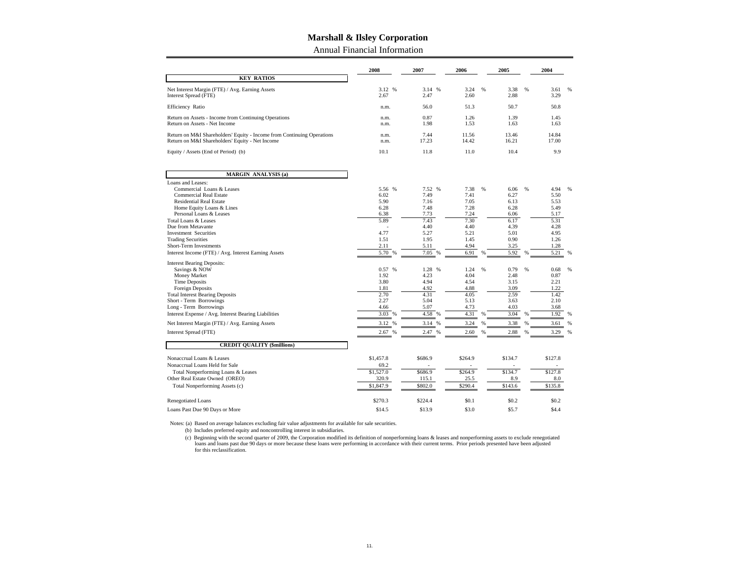# Marshall & Ilsley Corporation

## Annual Financial Information

| | 2008 | 2007 | 2006 | 2005 | 2004 |
|---|---|---|---|---|---|
| **KEY RATIOS** | | | | | |
| Net Interest Margin (FTE) / Avg. Earning Assets | 3.12 % | 3.14 % | 3.24 % | 3.38 % | 3.61 % |
| Interest Spread (FTE) | 2.67 | 2.47 | 2.60 | 2.88 | 3.29 |
| Efficiency Ratio | n.m. | 56.0 | 51.3 | 50.7 | 50.8 |
| Return on Assets - Income from Continuing Operations | n.m. | 0.87 | 1.26 | 1.39 | 1.45 |
| Return on Assets - Net Income | n.m. | 1.98 | 1.53 | 1.63 | 1.63 |
| Return on M&I Shareholders' Equity - Income from Continuing Operations | n.m. | 7.44 | 11.56 | 13.46 | 14.84 |
| Return on M&I Shareholders' Equity - Net Income | n.m. | 17.23 | 14.42 | 16.21 | 17.00 |
| Equity / Assets (End of Period) (b) | 10.1 | 11.8 | 11.0 | 10.4 | 9.9 |
| **MARGIN ANALYSIS (a)** | | | | | |
| Loans and Leases: | | | | | |
| Commercial Loans & Leases | 5.56 % | 7.52 % | 7.38 % | 6.06 % | 4.94 % |
| Commercial Real Estate | 6.02 | 7.49 | 7.41 | 6.27 | 5.50 |
| Residential Real Estate | 5.90 | 7.16 | 7.05 | 6.13 | 5.53 |
| Home Equity Loans & Lines | 6.28 | 7.48 | 7.28 | 6.28 | 5.49 |
| Personal Loans & Leases | 6.38 | 7.73 | 7.24 | 6.06 | 5.17 |
| Total Loans & Leases | 5.89 | 7.43 | 7.30 | 6.17 | 5.31 |
| Due from Metavante | - | 4.40 | 4.40 | 4.39 | 4.28 |
| Investment Securities | 4.77 | 5.27 | 5.21 | 5.01 | 4.95 |
| Trading Securities | 1.51 | 1.95 | 1.45 | 0.90 | 1.26 |
| Short-Term Investments | 2.11 | 5.11 | 4.94 | 3.25 | 1.28 |
| Interest Income (FTE) / Avg. Interest Earning Assets | 5.70 % | 7.05 % | 6.91 % | 5.92 % | 5.21 % |
| Interest Bearing Deposits: | | | | | |
| Savings & NOW | 0.57 % | 1.28 % | 1.24 % | 0.79 % | 0.68 % |
| Money Market | 1.92 | 4.23 | 4.04 | 2.48 | 0.87 |
| Time Deposits | 3.80 | 4.94 | 4.54 | 3.15 | 2.21 |
| Foreign Deposits | 1.81 | 4.92 | 4.88 | 3.09 | 1.22 |
| Total Interest Bearing Deposits | 2.70 | 4.31 | 4.05 | 2.59 | 1.42 |
| Short - Term Borrowings | 2.27 | 5.04 | 5.13 | 3.63 | 2.10 |
| Long - Term Borrowings | 4.66 | 5.07 | 4.73 | 4.03 | 3.68 |
| Interest Expense / Avg. Interest Bearing Liabilities | 3.03 % | 4.58 % | 4.31 % | 3.04 % | 1.92 % |
| Net Interest Margin (FTE) / Avg. Earning Assets | 3.12 % | 3.14 % | 3.24 % | 3.38 % | 3.61 % |
| Interest Spread (FTE) | 2.67 % | 2.47 % | 2.60 % | 2.88 % | 3.29 % |
| **CREDIT QUALITY ($millions)** | | | | | |
| Nonaccrual Loans & Leases | $1,457.8 | $686.9 | $264.9 | $134.7 | $127.8 |
| Nonaccrual Loans Held for Sale | 69.2 | - | - | - | - |
| Total Nonperforming Loans & Leases | $1,527.0 | $686.9 | $264.9 | $134.7 | $127.8 |
| Other Real Estate Owned (OREO) | 320.9 | 115.1 | 25.5 | 8.9 | 8.0 |
| Total Nonperforming Assets (c) | $1,847.9 | $802.0 | $290.4 | $143.6 | $135.8 |
| Renegotiated Loans | $270.3 | $224.4 | $0.1 | $0.2 | $0.2 |
| Loans Past Due 90 Days or More | $14.5 | $13.9 | $3.0 | $5.7 | $4.4 |

Notes: (a) Based on average balances excluding fair value adjustments for available for sale securities.

(b) Includes preferred equity and noncontrolling interest in subsidiaries.

(c) Beginning with the second quarter of 2009, the Corporation modified its definition of nonperforming loans & leases and nonperforming assets to exclude renegotiated loans and loans past due 90 days or more because these loans were performing in accordance with their current terms. Prior periods presented have been adjusted for this reclassification.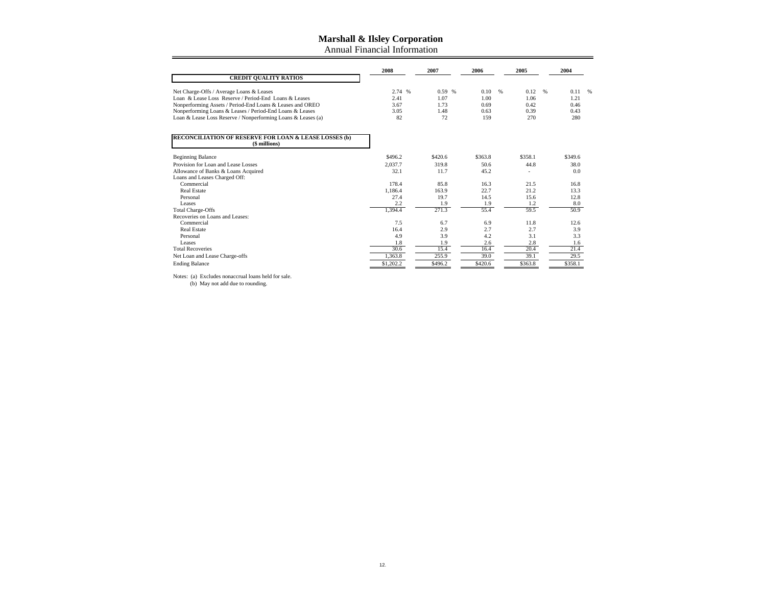# Marshall & Ilsley Corporation

Annual Financial Information

| | 2008 | 2007 | 2006 | 2005 | 2004 |
|---|---|---|---|---|---|
| **CREDIT QUALITY RATIOS** | | | | | |
| Net Charge-Offs / Average Loans & Leases | 2.74 % | 0.59 % | 0.10 % | 0.12 % | 0.11 % |
| Loan & Lease Loss Reserve / Period-End Loans & Leases | 2.41 | 1.07 | 1.00 | 1.06 | 1.21 |
| Nonperforming Assets / Period-End Loans & Leases and OREO | 3.67 | 1.73 | 0.69 | 0.42 | 0.46 |
| Nonperforming Loans & Leases / Period-End Loans & Leases | 3.05 | 1.48 | 0.63 | 0.39 | 0.43 |
| Loan & Lease Loss Reserve / Nonperforming Loans & Leases (a) | 82 | 72 | 159 | 270 | 280 |
| **RECONCILIATION OF RESERVE FOR LOAN & LEASE LOSSES (b) ($ millions)** | | | | | |
| Beginning Balance | $496.2 | $420.6 | $363.8 | $358.1 | $349.6 |
| Provision for Loan and Lease Losses | 2,037.7 | 319.8 | 50.6 | 44.8 | 38.0 |
| Allowance of Banks & Loans Acquired | 32.1 | 11.7 | 45.2 | - | 0.0 |
| Loans and Leases Charged Off: | | | | | |
| Commercial | 178.4 | 85.8 | 16.3 | 21.5 | 16.8 |
| Real Estate | 1,186.4 | 163.9 | 22.7 | 21.2 | 13.3 |
| Personal | 27.4 | 19.7 | 14.5 | 15.6 | 12.8 |
| Leases | 2.2 | 1.9 | 1.9 | 1.2 | 8.0 |
| Total Charge-Offs | 1,394.4 | 271.3 | 55.4 | 59.5 | 50.9 |
| Recoveries on Loans and Leases: | | | | | |
| Commercial | 7.5 | 6.7 | 6.9 | 11.8 | 12.6 |
| Real Estate | 16.4 | 2.9 | 2.7 | 2.7 | 3.9 |
| Personal | 4.9 | 3.9 | 4.2 | 3.1 | 3.3 |
| Leases | 1.8 | 1.9 | 2.6 | 2.8 | 1.6 |
| Total Recoveries | 30.6 | 15.4 | 16.4 | 20.4 | 21.4 |
| Net Loan and Lease Charge-offs | 1,363.8 | 255.9 | 39.0 | 39.1 | 29.5 |
| Ending Balance | $1,202.2 | $496.2 | $420.6 | $363.8 | $358.1 |

Notes: (a) Excludes nonaccrual loans held for sale.

(b) May not add due to rounding.